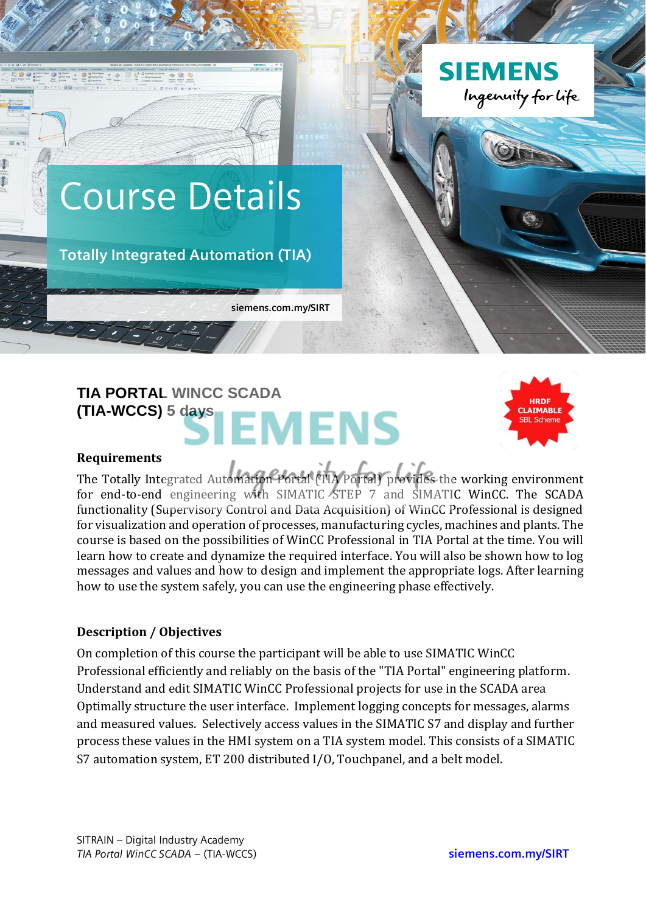# Course Details

## Totally Integrated Automation (TIA)

siemens.com.my/SIRT

### TIA PORTAL WINCC SCADA (TIA-WCCS) 5 days

HRDF CLAIMABLE SBL Scheme

**Requirements**

The Totally Integrated Automation Portal (TIA Portal) provides the working environment for end-to-end engineering with SIMATIC STEP 7 and SIMATIC WinCC. The SCADA functionality (Supervisory Control and Data Acquisition) of WinCC Professional is designed for visualization and operation of processes, manufacturing cycles, machines and plants. The course is based on the possibilities of WinCC Professional in TIA Portal at the time. You will learn how to create and dynamize the required interface. You will also be shown how to log messages and values and how to design and implement the appropriate logs. After learning how to use the system safely, you can use the engineering phase effectively.

**Description / Objectives**

On completion of this course the participant will be able to use SIMATIC WinCC Professional efficiently and reliably on the basis of the "TIA Portal" engineering platform. Understand and edit SIMATIC WinCC Professional projects for use in the SCADA area Optimally structure the user interface. Implement logging concepts for messages, alarms and measured values. Selectively access values in the SIMATIC S7 and display and further process these values in the HMI system on a TIA system model. This consists of a SIMATIC S7 automation system, ET 200 distributed I/O, Touchpanel, and a belt model.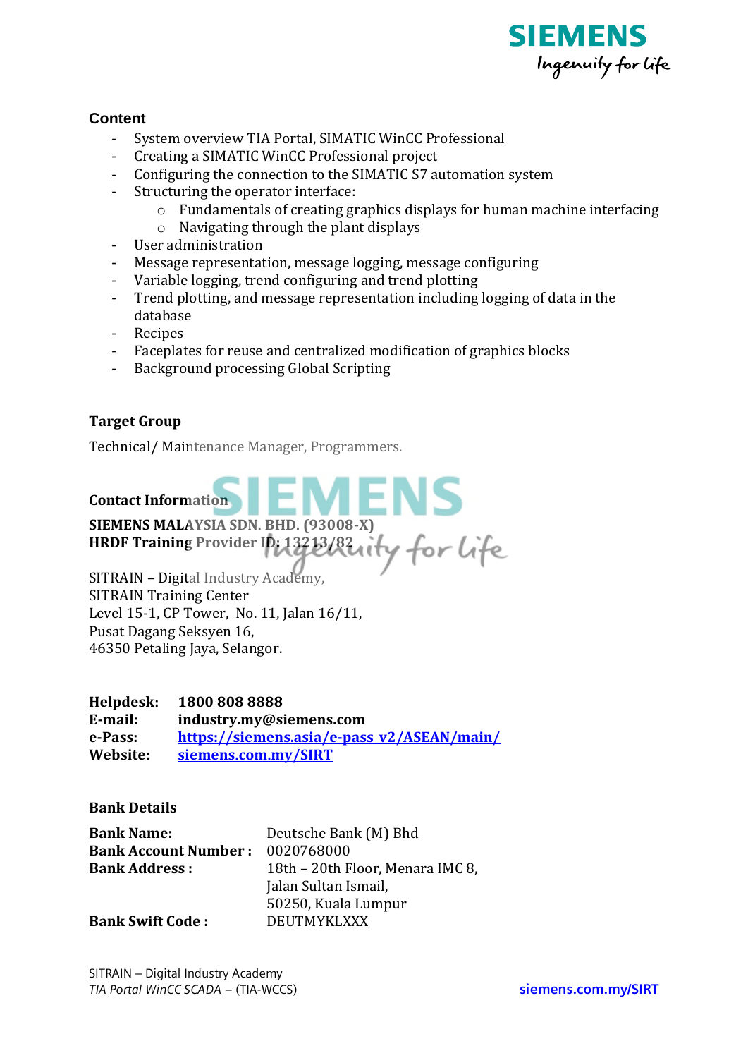### Content

- System overview TIA Portal, SIMATIC WinCC Professional
- Creating a SIMATIC WinCC Professional project
- Configuring the connection to the SIMATIC S7 automation system
- Structuring the operator interface:
    - Fundamentals of creating graphics displays for human machine interfacing
    - Navigating through the plant displays
- User administration
- Message representation, message logging, message configuring
- Variable logging, trend configuring and trend plotting
- Trend plotting, and message representation including logging of data in the database
- Recipes
- Faceplates for reuse and centralized modification of graphics blocks
- Background processing Global Scripting

### Target Group

Technical/ Maintenance Manager, Programmers.

### Contact Information

**SIEMENS MALAYSIA SDN. BHD. (93008-X)**
**HRDF Training Provider ID: 13213/82**

SITRAIN – Digital Industry Academy,
SITRAIN Training Center
Level 15-1, CP Tower, No. 11, Jalan 16/11,
Pusat Dagang Seksyen 16,
46350 Petaling Jaya, Selangor.

| | |
|---|---|
| **Helpdesk:** | **1800 808 8888** |
| **E-mail:** | **industry.my@siemens.com** |
| **e-Pass:** | **https://siemens.asia/e-pass_v2/ASEAN/main/** |
| **Website:** | **siemens.com.my/SIRT** |

### Bank Details

| | |
|---|---|
| **Bank Name:** | Deutsche Bank (M) Bhd |
| **Bank Account Number :** | 0020768000 |
| **Bank Address :** | 18th – 20th Floor, Menara IMC 8, Jalan Sultan Ismail, 50250, Kuala Lumpur |
| **Bank Swift Code :** | DEUTMYKLXXX |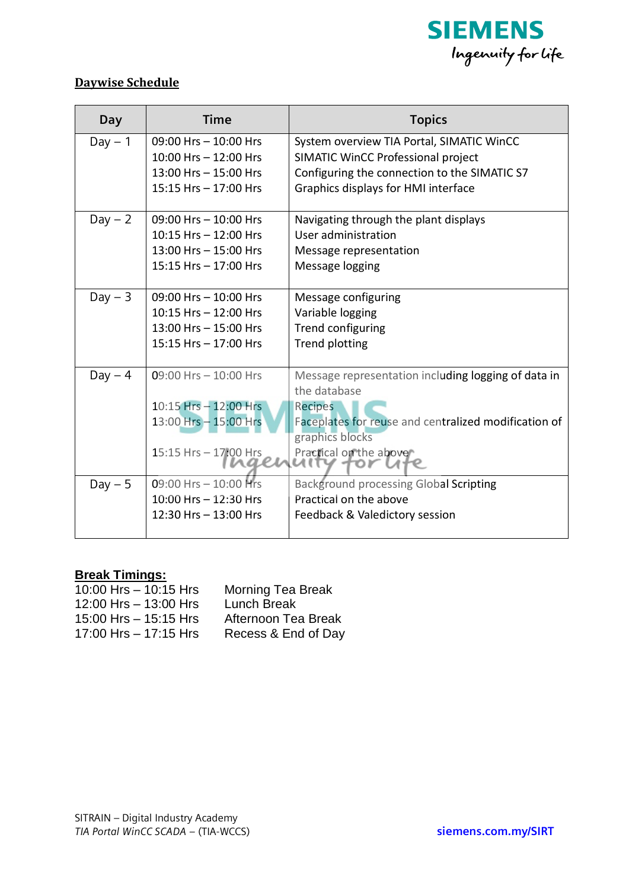## Daywise Schedule

| Day | Time | Topics |
|---|---|---|
| Day – 1 | 09:00 Hrs – 10:00 Hrs<br>10:00 Hrs – 12:00 Hrs<br>13:00 Hrs – 15:00 Hrs<br>15:15 Hrs – 17:00 Hrs | System overview TIA Portal, SIMATIC WinCC<br>SIMATIC WinCC Professional project<br>Configuring the connection to the SIMATIC S7<br>Graphics displays for HMI interface |
| Day – 2 | 09:00 Hrs – 10:00 Hrs<br>10:15 Hrs – 12:00 Hrs<br>13:00 Hrs – 15:00 Hrs<br>15:15 Hrs – 17:00 Hrs | Navigating through the plant displays<br>User administration<br>Message representation<br>Message logging |
| Day – 3 | 09:00 Hrs – 10:00 Hrs<br>10:15 Hrs – 12:00 Hrs<br>13:00 Hrs – 15:00 Hrs<br>15:15 Hrs – 17:00 Hrs | Message configuring<br>Variable logging<br>Trend configuring<br>Trend plotting |
| Day – 4 | 09:00 Hrs – 10:00 Hrs<br>10:15 Hrs – 12:00 Hrs<br>13:00 Hrs – 15:00 Hrs<br>15:15 Hrs – 17:00 Hrs | Message representation including logging of data in the database<br>Recipes<br>Faceplates for reuse and centralized modification of graphics blocks<br>Practical on the above |
| Day – 5 | 09:00 Hrs – 10:00 Hrs<br>10:00 Hrs – 12:30 Hrs<br>12:30 Hrs – 13:00 Hrs | Background processing Global Scripting<br>Practical on the above<br>Feedback & Valedictory session |

**Break Timings:**

| | |
|---|---|
| 10:00 Hrs – 10:15 Hrs | Morning Tea Break |
| 12:00 Hrs – 13:00 Hrs | Lunch Break |
| 15:00 Hrs – 15:15 Hrs | Afternoon Tea Break |
| 17:00 Hrs – 17:15 Hrs | Recess & End of Day |